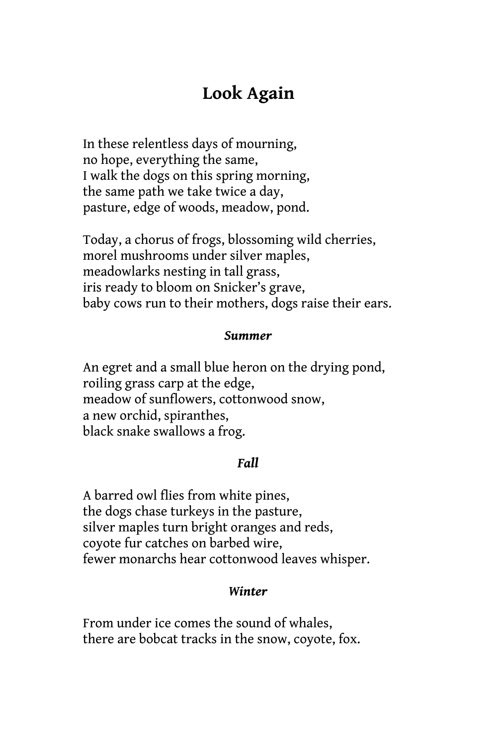# Look Again

In these relentless days of mourning,
no hope, everything the same,
I walk the dogs on this spring morning,
the same path we take twice a day,
pasture, edge of woods, meadow, pond.

Today, a chorus of frogs, blossoming wild cherries,
morel mushrooms under silver maples,
meadowlarks nesting in tall grass,
iris ready to bloom on Snicker's grave,
baby cows run to their mothers, dogs raise their ears.

***Summer***

An egret and a small blue heron on the drying pond,
roiling grass carp at the edge,
meadow of sunflowers, cottonwood snow,
a new orchid, spiranthes,
black snake swallows a frog.

***Fall***

A barred owl flies from white pines,
the dogs chase turkeys in the pasture,
silver maples turn bright oranges and reds,
coyote fur catches on barbed wire,
fewer monarchs hear cottonwood leaves whisper.

***Winter***

From under ice comes the sound of whales,
there are bobcat tracks in the snow, coyote, fox.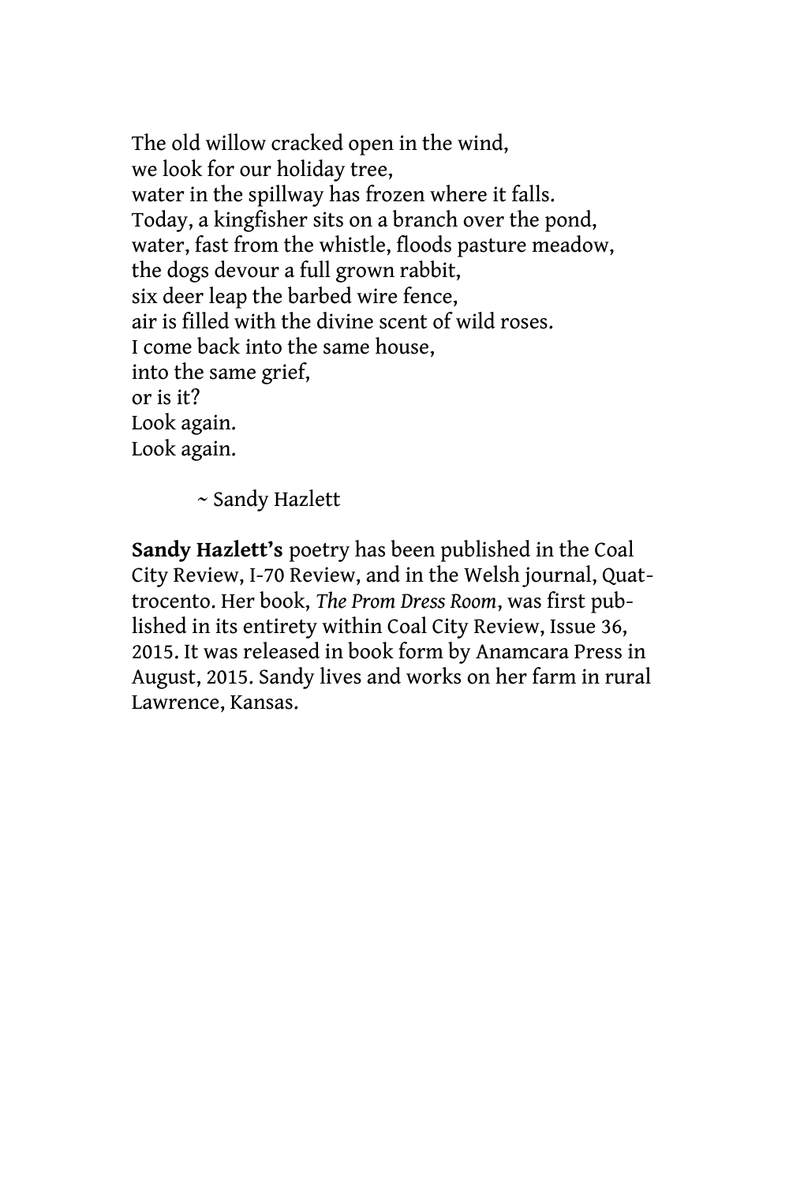The old willow cracked open in the wind,  
we look for our holiday tree,  
water in the spillway has frozen where it falls.  
Today, a kingfisher sits on a branch over the pond,  
water, fast from the whistle, floods pasture meadow,  
the dogs devour a full grown rabbit,  
six deer leap the barbed wire fence,  
air is filled with the divine scent of wild roses.  
I come back into the same house,  
into the same grief,  
or is it?  
Look again.  
Look again.

~ Sandy Hazlett

**Sandy Hazlett's** poetry has been published in the Coal City Review, I-70 Review, and in the Welsh journal, Quattrocento. Her book, *The Prom Dress Room*, was first published in its entirety within Coal City Review, Issue 36, 2015. It was released in book form by Anamcara Press in August, 2015. Sandy lives and works on her farm in rural Lawrence, Kansas.